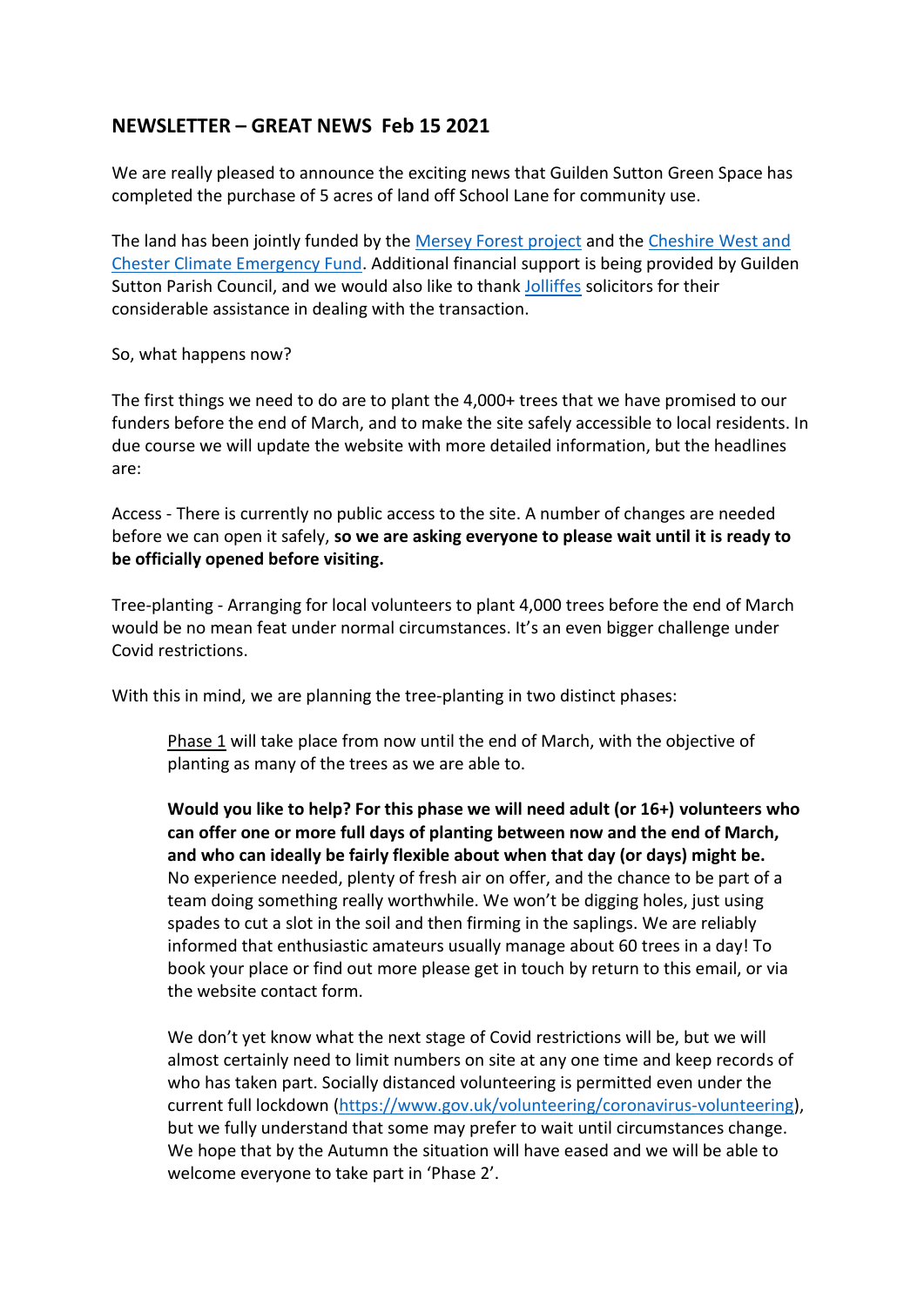## NEWSLETTER – GREAT NEWS Feb 15 2021

We are really pleased to announce the exciting news that Guilden Sutton Green Space has completed the purchase of 5 acres of land off School Lane for community use.

The land has been jointly funded by the Mersey Forest project and the Cheshire West and Chester Climate Emergency Fund. Additional financial support is being provided by Guilden Sutton Parish Council, and we would also like to thank Jolliffes solicitors for their considerable assistance in dealing with the transaction.

So, what happens now?

The first things we need to do are to plant the 4,000+ trees that we have promised to our funders before the end of March, and to make the site safely accessible to local residents. In due course we will update the website with more detailed information, but the headlines are:

Access - There is currently no public access to the site. A number of changes are needed before we can open it safely, **so we are asking everyone to please wait until it is ready to be officially opened before visiting.**

Tree-planting - Arranging for local volunteers to plant 4,000 trees before the end of March would be no mean feat under normal circumstances. It's an even bigger challenge under Covid restrictions.

With this in mind, we are planning the tree-planting in two distinct phases:

> Phase 1 will take place from now until the end of March, with the objective of planting as many of the trees as we are able to.
>
> **Would you like to help? For this phase we will need adult (or 16+) volunteers who can offer one or more full days of planting between now and the end of March, and who can ideally be fairly flexible about when that day (or days) might be.** No experience needed, plenty of fresh air on offer, and the chance to be part of a team doing something really worthwhile. We won't be digging holes, just using spades to cut a slot in the soil and then firming in the saplings. We are reliably informed that enthusiastic amateurs usually manage about 60 trees in a day! To book your place or find out more please get in touch by return to this email, or via the website contact form.
>
> We don't yet know what the next stage of Covid restrictions will be, but we will almost certainly need to limit numbers on site at any one time and keep records of who has taken part. Socially distanced volunteering is permitted even under the current full lockdown (https://www.gov.uk/volunteering/coronavirus-volunteering), but we fully understand that some may prefer to wait until circumstances change. We hope that by the Autumn the situation will have eased and we will be able to welcome everyone to take part in 'Phase 2'.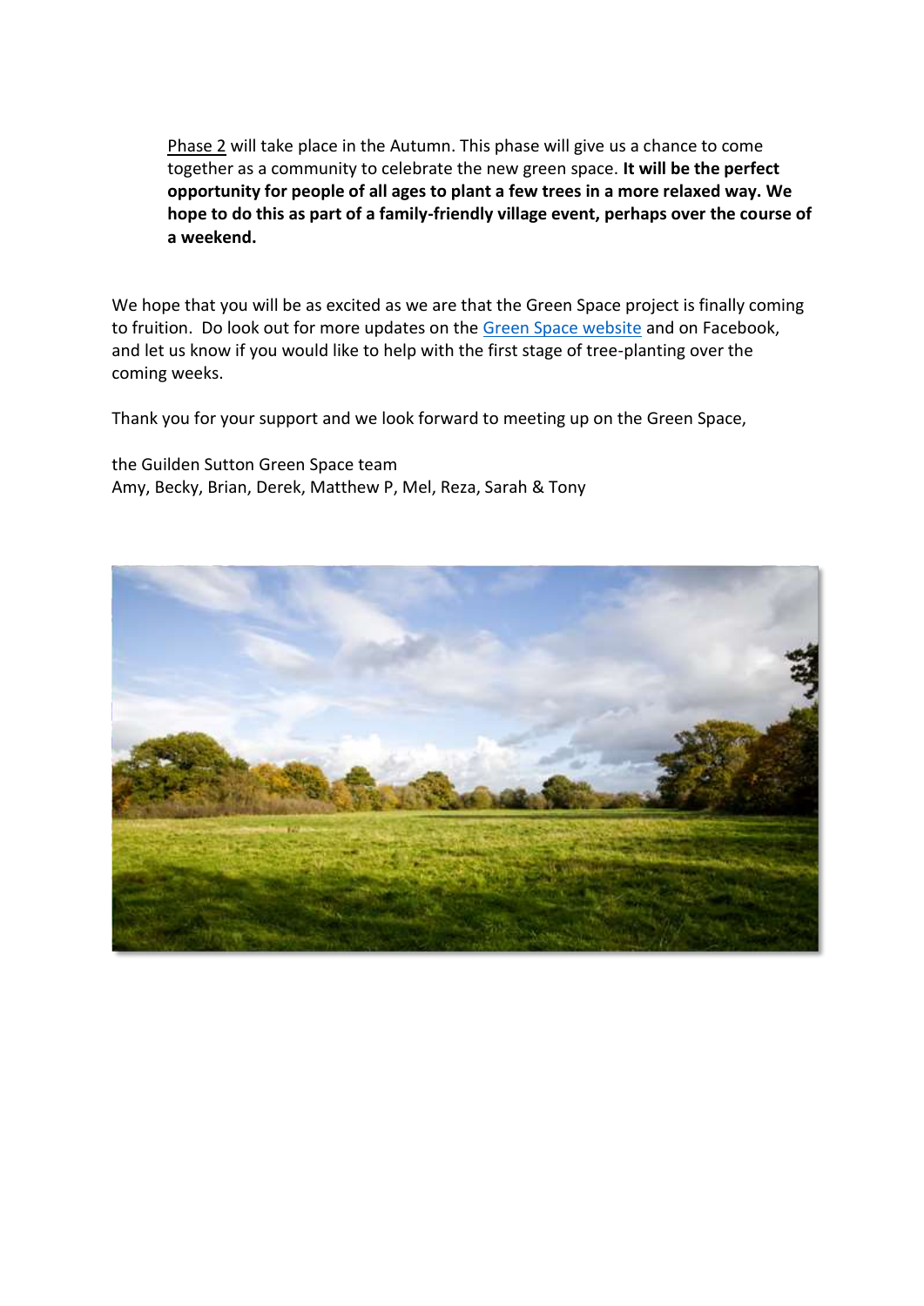Phase 2 will take place in the Autumn. This phase will give us a chance to come together as a community to celebrate the new green space. **It will be the perfect opportunity for people of all ages to plant a few trees in a more relaxed way. We hope to do this as part of a family-friendly village event, perhaps over the course of a weekend.**

We hope that you will be as excited as we are that the Green Space project is finally coming to fruition. Do look out for more updates on the [Green Space website]() and on Facebook, and let us know if you would like to help with the first stage of tree-planting over the coming weeks.

Thank you for your support and we look forward to meeting up on the Green Space,

the Guilden Sutton Green Space team
Amy, Becky, Brian, Derek, Matthew P, Mel, Reza, Sarah & Tony